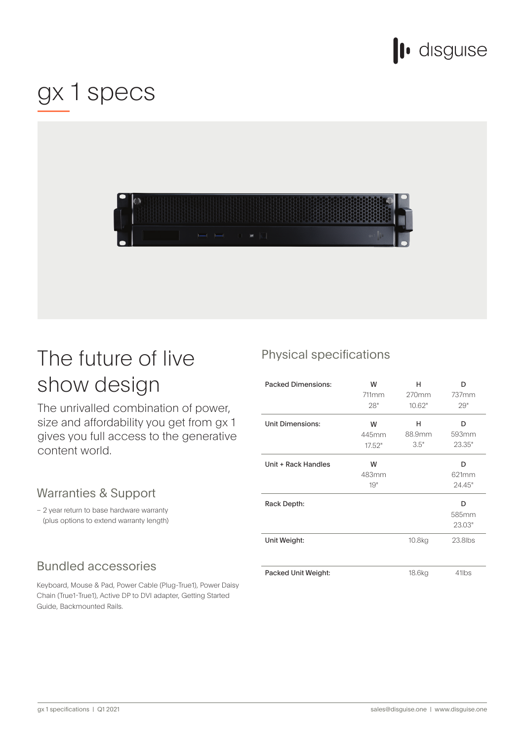# gx 1 specs

## The future of live show design

The unrivalled combination of power, size and affordability you get from gx 1 gives you full access to the generative content world.

### Warranties & Support

- 2 year return to base hardware warranty (plus options to extend warranty length)

### Bundled accessories

Keyboard, Mouse & Pad, Power Cable (Plug-True1), Power Daisy Chain (True1-True1), Active DP to DVI adapter, Getting Started Guide, Backmounted Rails.

## Physical specifications

| | W | H | D |
|---|---|---|---|
| Packed Dimensions: | 711mm<br>28" | 270mm<br>10.62" | 737mm<br>29" |
| Unit Dimensions: | 445mm<br>17.52" | 88.9mm<br>3.5" | 593mm<br>23.35" |
| Unit + Rack Handles | 483mm<br>19" | | 621mm<br>24.45" |
| Rack Depth: | | | 585mm<br>23.03" |
| Unit Weight: | | 10.8kg | 23.8lbs |
| Packed Unit Weight: | | 18.6kg | 41lbs |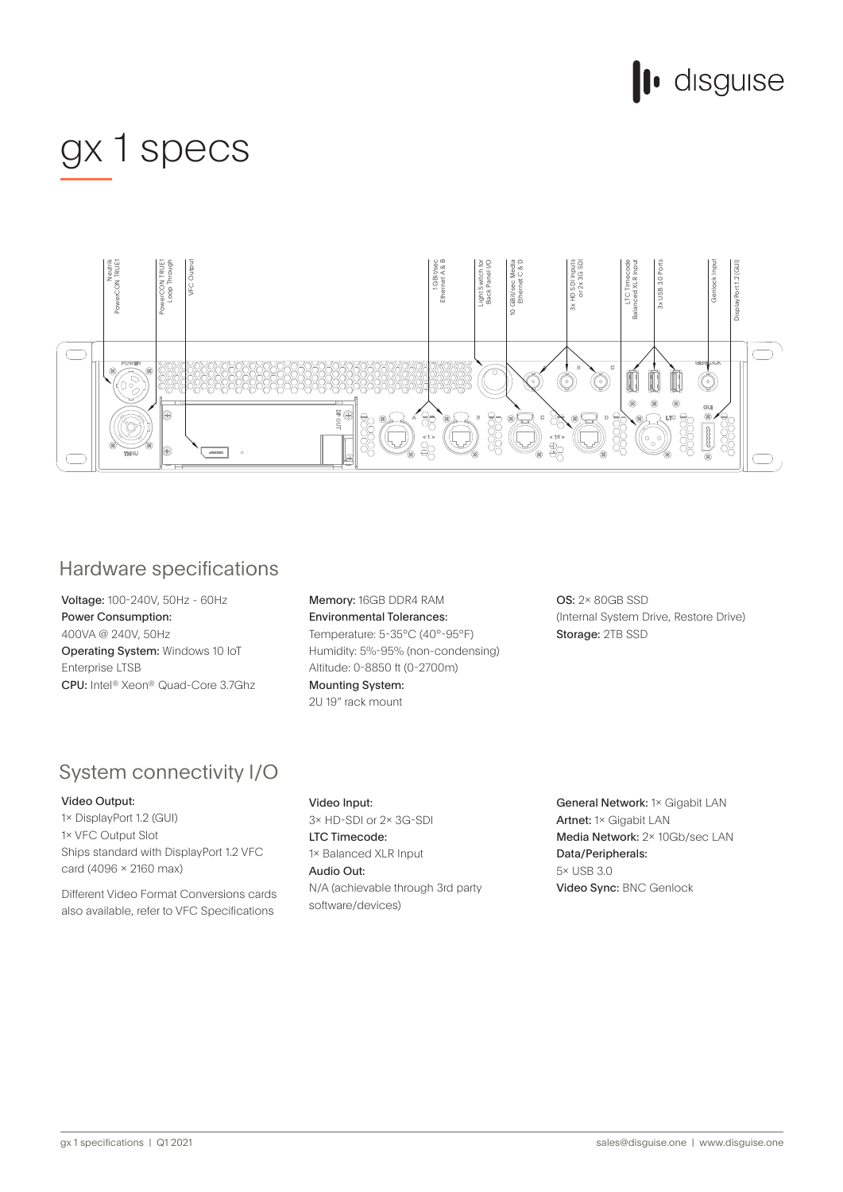# gx 1 specs

Neutrik PowerCON TRUE1
PowerCON TRUE1 Loop Through
VFC Output
1GB/sec Ethernet A & B
Light Switch for Back Panel I/O
10 GB/sec Media Ethernet C & D
3x HD SDI Inputs or 2x 3G SDI
LTC Timecode Balanced XLR Input
3x USB 3.0 Ports
Genlock Input
DisplayPort 1.2 (GUI)

## Hardware specifications

**Voltage:** 100-240V, 50Hz - 60Hz
**Power Consumption:**
400VA @ 240V, 50Hz
**Operating System:** Windows 10 IoT Enterprise LTSB
**CPU:** Intel® Xeon® Quad-Core 3.7Ghz

**Memory:** 16GB DDR4 RAM
**Environmental Tolerances:**
Temperature: 5-35°C (40°-95°F)
Humidity: 5%-95% (non-condensing)
Altitude: 0-8850 ft (0-2700m)
**Mounting System:**
2U 19" rack mount

**OS:** 2× 80GB SSD
(Internal System Drive, Restore Drive)
**Storage:** 2TB SSD

## System connectivity I/O

**Video Output:**
1× DisplayPort 1.2 (GUI)
1× VFC Output Slot
Ships standard with DisplayPort 1.2 VFC card (4096 × 2160 max)

Different Video Format Conversions cards also available, refer to VFC Specifications

**Video Input:**
3× HD-SDI or 2× 3G-SDI
**LTC Timecode:**
1× Balanced XLR Input
**Audio Out:**
N/A (achievable through 3rd party software/devices)

**General Network:** 1× Gigabit LAN
**Artnet:** 1× Gigabit LAN
**Media Network:** 2× 10Gb/sec LAN
**Data/Peripherals:**
5× USB 3.0
**Video Sync:** BNC Genlock